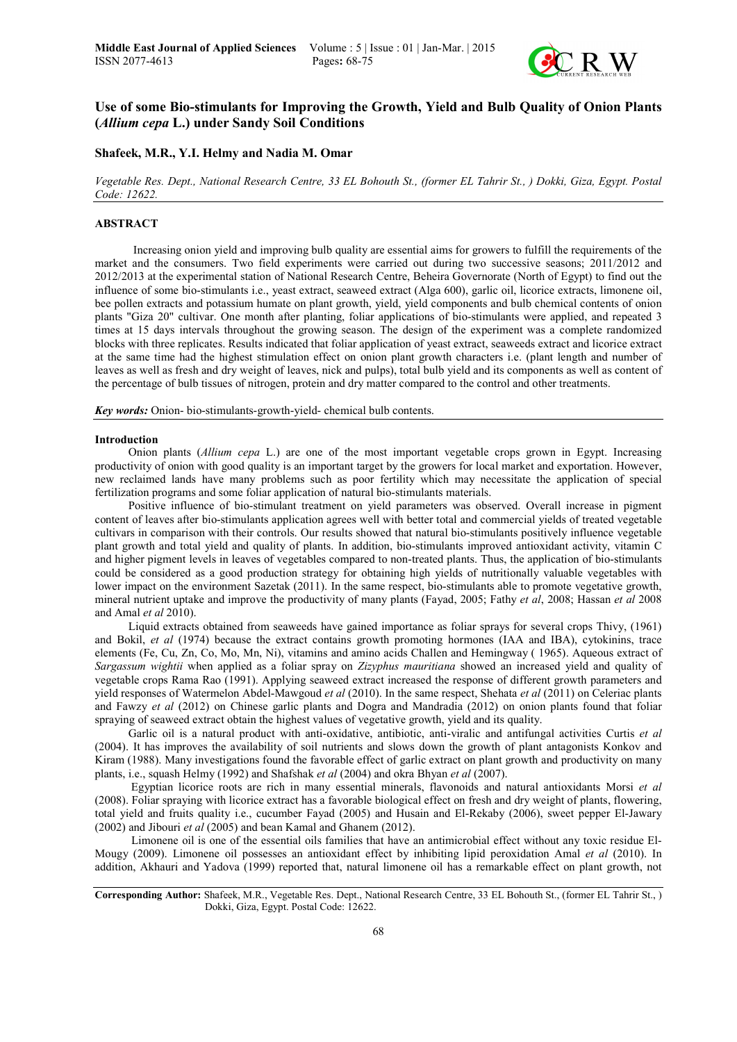# Use of some Bio-stimulants for Improving the Growth, Yield and Bulb Quality of Onion Plants (*Allium cepa* L.) under Sandy Soil Conditions

**Shafeek, M.R., Y.I. Helmy and Nadia M. Omar**

*Vegetable Res. Dept., National Research Centre, 33 EL Bohouth St., (former EL Tahrir St., ) Dokki, Giza, Egypt. Postal Code: 12622.*

## ABSTRACT

Increasing onion yield and improving bulb quality are essential aims for growers to fulfill the requirements of the market and the consumers. Two field experiments were carried out during two successive seasons; 2011/2012 and 2012/2013 at the experimental station of National Research Centre, Beheira Governorate (North of Egypt) to find out the influence of some bio-stimulants i.e., yeast extract, seaweed extract (Alga 600), garlic oil, licorice extracts, limonene oil, bee pollen extracts and potassium humate on plant growth, yield, yield components and bulb chemical contents of onion plants "Giza 20" cultivar. One month after planting, foliar applications of bio-stimulants were applied, and repeated 3 times at 15 days intervals throughout the growing season. The design of the experiment was a complete randomized blocks with three replicates. Results indicated that foliar application of yeast extract, seaweeds extract and licorice extract at the same time had the highest stimulation effect on onion plant growth characters i.e. (plant length and number of leaves as well as fresh and dry weight of leaves, nick and pulps), total bulb yield and its components as well as content of the percentage of bulb tissues of nitrogen, protein and dry matter compared to the control and other treatments.

***Key words:*** Onion- bio-stimulants-growth-yield- chemical bulb contents.

## Introduction

Onion plants (*Allium cepa* L.) are one of the most important vegetable crops grown in Egypt. Increasing productivity of onion with good quality is an important target by the growers for local market and exportation. However, new reclaimed lands have many problems such as poor fertility which may necessitate the application of special fertilization programs and some foliar application of natural bio-stimulants materials.

Positive influence of bio-stimulant treatment on yield parameters was observed. Overall increase in pigment content of leaves after bio-stimulants application agrees well with better total and commercial yields of treated vegetable cultivars in comparison with their controls. Our results showed that natural bio-stimulants positively influence vegetable plant growth and total yield and quality of plants. In addition, bio-stimulants improved antioxidant activity, vitamin C and higher pigment levels in leaves of vegetables compared to non-treated plants. Thus, the application of bio-stimulants could be considered as a good production strategy for obtaining high yields of nutritionally valuable vegetables with lower impact on the environment Sazetak (2011). In the same respect, bio-stimulants able to promote vegetative growth, mineral nutrient uptake and improve the productivity of many plants (Fayad, 2005; Fathy *et al*, 2008; Hassan *et al* 2008 and Amal *et al* 2010).

Liquid extracts obtained from seaweeds have gained importance as foliar sprays for several crops Thivy, (1961) and Bokil, *et al* (1974) because the extract contains growth promoting hormones (IAA and IBA), cytokinins, trace elements (Fe, Cu, Zn, Co, Mo, Mn, Ni), vitamins and amino acids Challen and Hemingway ( 1965). Aqueous extract of *Sargassum wightii* when applied as a foliar spray on *Zizyphus mauritiana* showed an increased yield and quality of vegetable crops Rama Rao (1991). Applying seaweed extract increased the response of different growth parameters and yield responses of Watermelon Abdel-Mawgoud *et al* (2010). In the same respect, Shehata *et al* (2011) on Celeriac plants and Fawzy *et al* (2012) on Chinese garlic plants and Dogra and Mandradia (2012) on onion plants found that foliar spraying of seaweed extract obtain the highest values of vegetative growth, yield and its quality.

Garlic oil is a natural product with anti-oxidative, antibiotic, anti-viralic and antifungal activities Curtis *et al* (2004). It has improves the availability of soil nutrients and slows down the growth of plant antagonists Konkov and Kiram (1988). Many investigations found the favorable effect of garlic extract on plant growth and productivity on many plants, i.e., squash Helmy (1992) and Shafshak *et al* (2004) and okra Bhyan *et al* (2007).

Egyptian licorice roots are rich in many essential minerals, flavonoids and natural antioxidants Morsi *et al* (2008). Foliar spraying with licorice extract has a favorable biological effect on fresh and dry weight of plants, flowering, total yield and fruits quality i.e., cucumber Fayad (2005) and Husain and El-Rekaby (2006), sweet pepper El-Jawary (2002) and Jibouri *et al* (2005) and bean Kamal and Ghanem (2012).

Limonene oil is one of the essential oils families that have an antimicrobial effect without any toxic residue El-Mougy (2009). Limonene oil possesses an antioxidant effect by inhibiting lipid peroxidation Amal *et al* (2010). In addition, Akhauri and Yadova (1999) reported that, natural limonene oil has a remarkable effect on plant growth, not

**Corresponding Author:** Shafeek, M.R., Vegetable Res. Dept., National Research Centre, 33 EL Bohouth St., (former EL Tahrir St., ) Dokki, Giza, Egypt. Postal Code: 12622.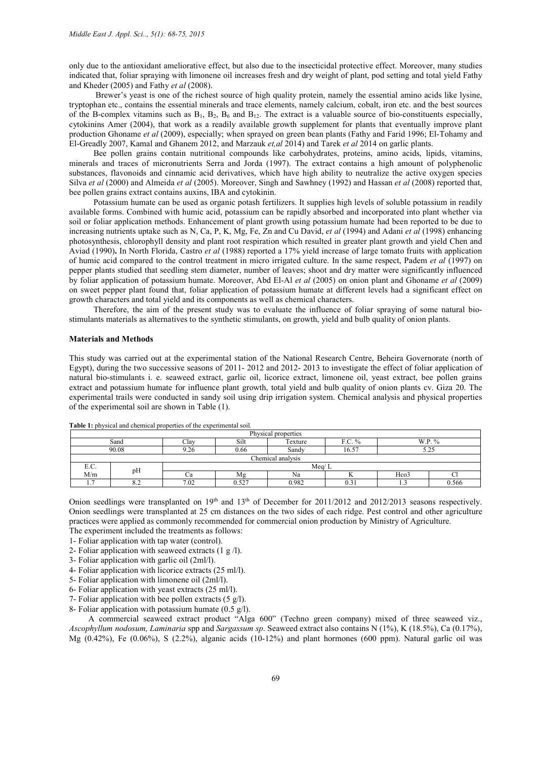only due to the antioxidant ameliorative effect, but also due to the insecticidal protective effect. Moreover, many studies indicated that, foliar spraying with limonene oil increases fresh and dry weight of plant, pod setting and total yield Fathy and Kheder (2005) and Fathy *et al* (2008).

Brewer's yeast is one of the richest source of high quality protein, namely the essential amino acids like lysine, tryptophan etc., contains the essential minerals and trace elements, namely calcium, cobalt, iron etc. and the best sources of the B-complex vitamins such as $B_1$, $B_2$, $B_6$ and $B_{12}$. The extract is a valuable source of bio-constituents especially, cytokinins Amer (2004), that work as a readily available growth supplement for plants that eventually improve plant production Ghoname *et al* (2009), especially; when sprayed on green bean plants (Fathy and Farid 1996; El-Tohamy and El-Greadly 2007, Kamal and Ghanem 2012, and Marzauk *et,al* 2014) and Tarek *et al* 2014 on garlic plants.

Bee pollen grains contain nutritional compounds like carbohydrates, proteins, amino acids, lipids, vitamins, minerals and traces of micronutrients Serra and Jorda (1997). The extract contains a high amount of polyphenolic substances, flavonoids and cinnamic acid derivatives, which have high ability to neutralize the active oxygen species Silva *et al* (2000) and Almeida *et al* (2005). Moreover, Singh and Sawhney (1992) and Hassan *et al* (2008) reported that, bee pollen grains extract contains auxins, IBA and cytokinin.

Potassium humate can be used as organic potash fertilizers. It supplies high levels of soluble potassium in readily available forms. Combined with humic acid, potassium can be rapidly absorbed and incorporated into plant whether via soil or foliar application methods. Enhancement of plant growth using potassium humate had been reported to be due to increasing nutrients uptake such as N, Ca, P, K, Mg, Fe, Zn and Cu David, *et al* (1994) and Adani *et al* (1998) enhancing photosynthesis, chlorophyll density and plant root respiration which resulted in greater plant growth and yield Chen and Aviad (1990)**.** In North Florida, Castro *et al* (1988) reported a 17% yield increase of large tomato fruits with application of humic acid compared to the control treatment in micro irrigated culture. In the same respect, Padem *et al* (1997) on pepper plants studied that seedling stem diameter, number of leaves; shoot and dry matter were significantly influenced by foliar application of potassium humate. Moreover, Abd El-Al *et al* (2005) on onion plant and Ghoname *et al* (2009) on sweet pepper plant found that, foliar application of potassium humate at different levels had a significant effect on growth characters and total yield and its components as well as chemical characters.

Therefore, the aim of the present study was to evaluate the influence of foliar spraying of some natural bio-stimulants materials as alternatives to the synthetic stimulants, on growth, yield and bulb quality of onion plants.

## Materials and Methods

This study was carried out at the experimental station of the National Research Centre, Beheira Governorate (north of Egypt), during the two successive seasons of 2011- 2012 and 2012- 2013 to investigate the effect of foliar application of natural bio-stimulants i. e. seaweed extract, garlic oil, licorice extract, limonene oil, yeast extract, bee pollen grains extract and potassium humate for influence plant growth, total yield and bulb quality of onion plants cv. Giza 20. The experimental trails were conducted in sandy soil using drip irrigation system. Chemical analysis and physical properties of the experimental soil are shown in Table (1).

**Table 1:** physical and chemical properties of the experimental soil.

| Physical properties | | | | | | | |
|---|---|---|---|---|---|---|---|
| Sand | | Clay | Silt | Texture | F.C. % | W.P. % | |
| 90.08 | | 9.26 | 0.66 | Sandy | 16.57 | 5.25 | |
| Chemical analysis | | | | | | | |
| E.C. M/m | pH | Meq/ L | | | | | |
| | | Ca | Mg | Na | K | Hco3 | Cl |
| 1.7 | 8.2 | 7.02 | 0.527 | 0.982 | 0.31 | 1.3 | 0.566 |

Onion seedlings were transplanted on 19th and 13th of December for 2011/2012 and 2012/2013 seasons respectively. Onion seedlings were transplanted at 25 cm distances on the two sides of each ridge. Pest control and other agriculture practices were applied as commonly recommended for commercial onion production by Ministry of Agriculture.

The experiment included the treatments as follows:

1- Foliar application with tap water (control).
2- Foliar application with seaweed extracts (1 g /l).
3- Foliar application with garlic oil (2ml/l).
4- Foliar application with licorice extracts (25 ml/l).
5- Foliar application with limonene oil (2ml/l).
6- Foliar application with yeast extracts (25 ml/l).
7- Foliar application with bee pollen extracts (5 g/l).
8- Foliar application with potassium humate (0.5 g/l).

A commercial seaweed extract product "Alga 600" (Techno green company) mixed of three seaweed viz., *Ascophyllum nodosum, Laminaria* spp and *Sargassum sp*. Seaweed extract also contains N (1%), K (18.5%), Ca (0.17%), Mg (0.42%), Fe (0.06%), S (2.2%), alganic acids (10-12%) and plant hormones (600 ppm). Natural garlic oil was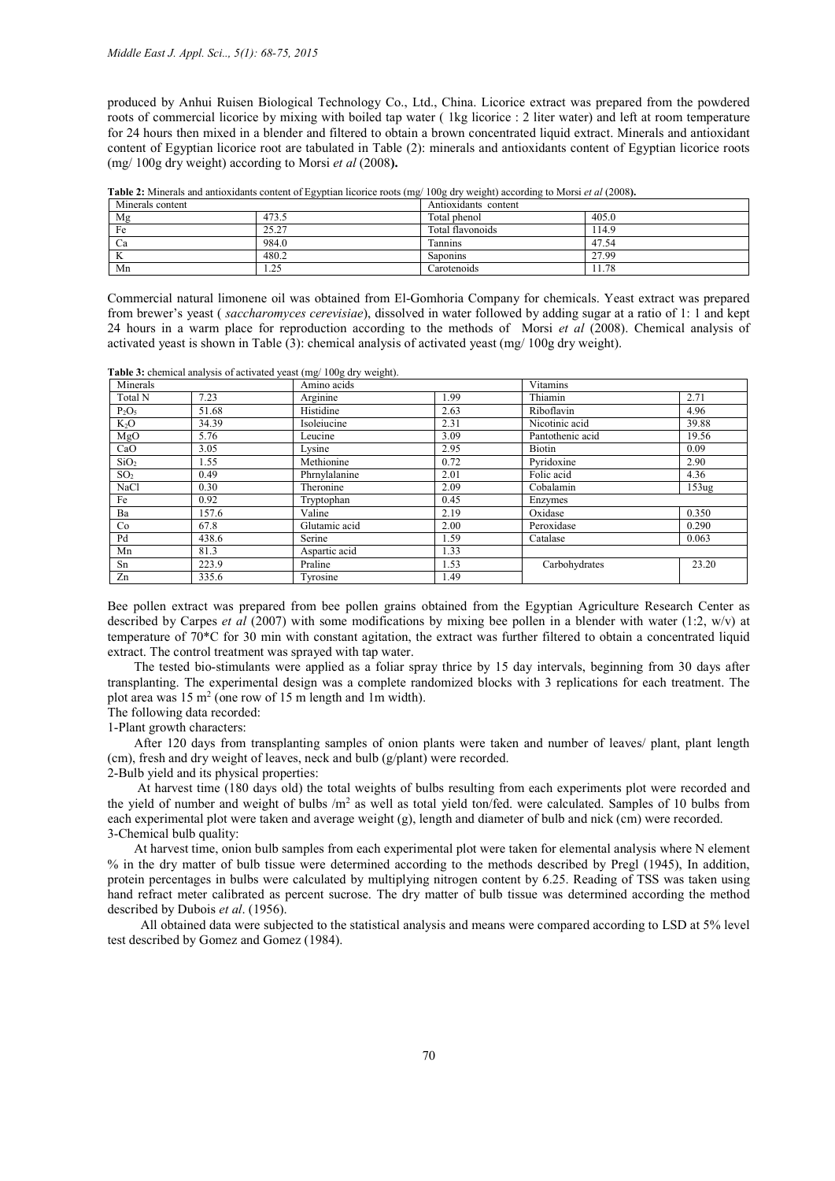produced by Anhui Ruisen Biological Technology Co., Ltd., China. Licorice extract was prepared from the powdered roots of commercial licorice by mixing with boiled tap water ( 1kg licorice : 2 liter water) and left at room temperature for 24 hours then mixed in a blender and filtered to obtain a brown concentrated liquid extract. Minerals and antioxidant content of Egyptian licorice root are tabulated in Table (2): minerals and antioxidants content of Egyptian licorice roots (mg/ 100g dry weight) according to Morsi *et al* (2008**).**

**Table 2:** Minerals and antioxidants content of Egyptian licorice roots (mg/ 100g dry weight) according to Morsi *et al* (2008**).**

| Minerals content | | Antioxidants content | |
|---|---|---|---|
| Mg | 473.5 | Total phenol | 405.0 |
| Fe | 25.27 | Total flavonoids | 114.9 |
| Ca | 984.0 | Tannins | 47.54 |
| K | 480.2 | Saponins | 27.99 |
| Mn | 1.25 | Carotenoids | 11.78 |

Commercial natural limonene oil was obtained from El-Gomhoria Company for chemicals. Yeast extract was prepared from brewer's yeast ( *saccharomyces cerevisiae*), dissolved in water followed by adding sugar at a ratio of 1: 1 and kept 24 hours in a warm place for reproduction according to the methods of Morsi *et al* (2008). Chemical analysis of activated yeast is shown in Table (3): chemical analysis of activated yeast (mg/ 100g dry weight).

**Table 3:** chemical analysis of activated yeast (mg/ 100g dry weight).

| Minerals | | Amino acids | | Vitamins | |
|---|---|---|---|---|---|
| Total N | 7.23 | Arginine | 1.99 | Thiamin | 2.71 |
| $P_2O_5$ | 51.68 | Histidine | 2.63 | Riboflavin | 4.96 |
| $K_2O$ | 34.39 | Isoleiucine | 2.31 | Nicotinic acid | 39.88 |
| MgO | 5.76 | Leucine | 3.09 | Pantothenic acid | 19.56 |
| CaO | 3.05 | Lysine | 2.95 | Biotin | 0.09 |
| $SiO_2$ | 1.55 | Methionine | 0.72 | Pyridoxine | 2.90 |
| $SO_2$ | 0.49 | Phrnylalanine | 2.01 | Folic acid | 4.36 |
| NaCl | 0.30 | Theronine | 2.09 | Cobalamin | 153ug |
| Fe | 0.92 | Tryptophan | 0.45 | Enzymes | |
| Ba | 157.6 | Valine | 2.19 | Oxidase | 0.350 |
| Co | 67.8 | Glutamic acid | 2.00 | Peroxidase | 0.290 |
| Pd | 438.6 | Serine | 1.59 | Catalase | 0.063 |
| Mn | 81.3 | Aspartic acid | 1.33 | | |
| Sn | 223.9 | Praline | 1.53 | Carbohydrates | 23.20 |
| Zn | 335.6 | Tyrosine | 1.49 | | |

Bee pollen extract was prepared from bee pollen grains obtained from the Egyptian Agriculture Research Center as described by Carpes *et al* (2007) with some modifications by mixing bee pollen in a blender with water (1:2, w/v) at temperature of 70*C for 30 min with constant agitation, the extract was further filtered to obtain a concentrated liquid extract. The control treatment was sprayed with tap water.

The tested bio-stimulants were applied as a foliar spray thrice by 15 day intervals, beginning from 30 days after transplanting. The experimental design was a complete randomized blocks with 3 replications for each treatment. The plot area was 15 $m^2$ (one row of 15 m length and 1m width).

The following data recorded:

1-Plant growth characters:

After 120 days from transplanting samples of onion plants were taken and number of leaves/ plant, plant length (cm), fresh and dry weight of leaves, neck and bulb (g/plant) were recorded.

2-Bulb yield and its physical properties:

At harvest time (180 days old) the total weights of bulbs resulting from each experiments plot were recorded and the yield of number and weight of bulbs /$m^2$ as well as total yield ton/fed. were calculated. Samples of 10 bulbs from each experimental plot were taken and average weight (g), length and diameter of bulb and nick (cm) were recorded.

3-Chemical bulb quality:

At harvest time, onion bulb samples from each experimental plot were taken for elemental analysis where N element % in the dry matter of bulb tissue were determined according to the methods described by Pregl (1945), In addition, protein percentages in bulbs were calculated by multiplying nitrogen content by 6.25. Reading of TSS was taken using hand refract meter calibrated as percent sucrose. The dry matter of bulb tissue was determined according the method described by Dubois *et al*. (1956).

All obtained data were subjected to the statistical analysis and means were compared according to LSD at 5% level test described by Gomez and Gomez (1984).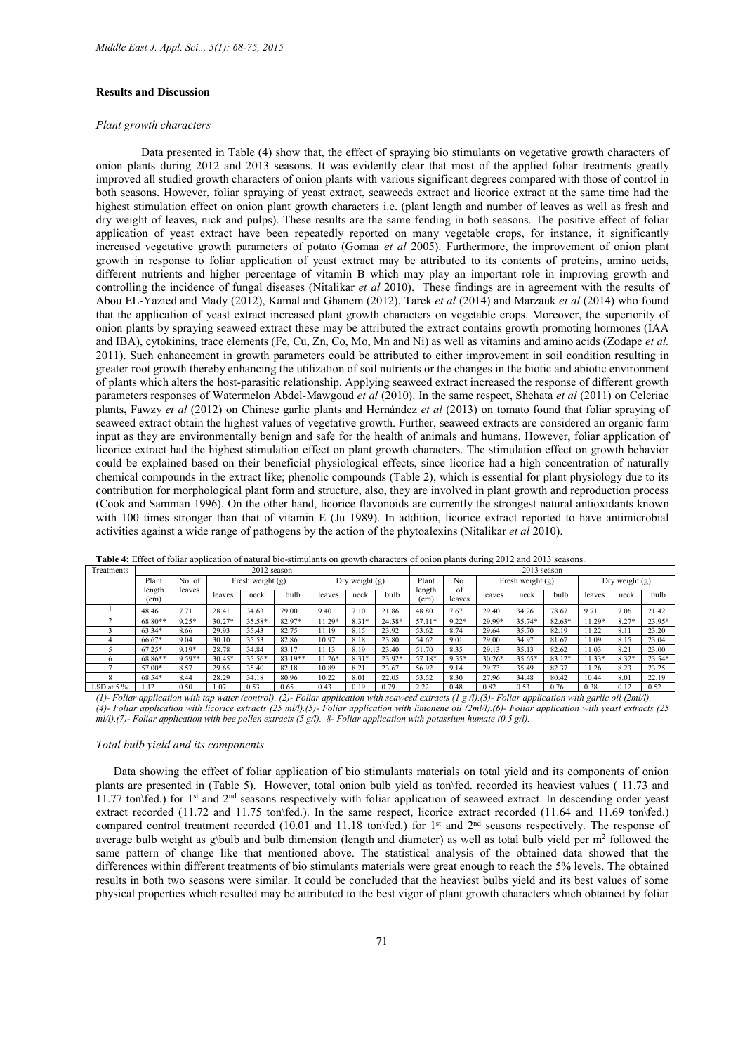## Results and Discussion

### *Plant growth characters*

Data presented in Table (4) show that, the effect of spraying bio stimulants on vegetative growth characters of onion plants during 2012 and 2013 seasons. It was evidently clear that most of the applied foliar treatments greatly improved all studied growth characters of onion plants with various significant degrees compared with those of control in both seasons. However, foliar spraying of yeast extract, seaweeds extract and licorice extract at the same time had the highest stimulation effect on onion plant growth characters i.e. (plant length and number of leaves as well as fresh and dry weight of leaves, nick and pulps). These results are the same fending in both seasons. The positive effect of foliar application of yeast extract have been repeatedly reported on many vegetable crops, for instance, it significantly increased vegetative growth parameters of potato (Gomaa *et al* 2005). Furthermore, the improvement of onion plant growth in response to foliar application of yeast extract may be attributed to its contents of proteins, amino acids, different nutrients and higher percentage of vitamin B which may play an important role in improving growth and controlling the incidence of fungal diseases (Nitalikar *et al* 2010). These findings are in agreement with the results of Abou EL-Yazied and Mady (2012), Kamal and Ghanem (2012), Tarek *et al* (2014) and Marzauk *et al* (2014) who found that the application of yeast extract increased plant growth characters on vegetable crops. Moreover, the superiority of onion plants by spraying seaweed extract these may be attributed the extract contains growth promoting hormones (IAA and IBA), cytokinins, trace elements (Fe, Cu, Zn, Co, Mo, Mn and Ni) as well as vitamins and amino acids (Zodape *et al.* 2011). Such enhancement in growth parameters could be attributed to either improvement in soil condition resulting in greater root growth thereby enhancing the utilization of soil nutrients or the changes in the biotic and abiotic environment of plants which alters the host-parasitic relationship. Applying seaweed extract increased the response of different growth parameters responses of Watermelon Abdel-Mawgoud *et al* (2010). In the same respect, Shehata *et al* (2011) on Celeriac plants**,** Fawzy *et al* (2012) on Chinese garlic plants and Hernández *et al* (2013) on tomato found that foliar spraying of seaweed extract obtain the highest values of vegetative growth. Further, seaweed extracts are considered an organic farm input as they are environmentally benign and safe for the health of animals and humans. However, foliar application of licorice extract had the highest stimulation effect on plant growth characters. The stimulation effect on growth behavior could be explained based on their beneficial physiological effects, since licorice had a high concentration of naturally chemical compounds in the extract like; phenolic compounds (Table 2), which is essential for plant physiology due to its contribution for morphological plant form and structure, also, they are involved in plant growth and reproduction process (Cook and Samman 1996). On the other hand, licorice flavonoids are currently the strongest natural antioxidants known with 100 times stronger than that of vitamin E (Ju 1989). In addition, licorice extract reported to have antimicrobial activities against a wide range of pathogens by the action of the phytoalexins (Nitalikar *et al* 2010).

**Table 4:** Effect of foliar application of natural bio-stimulants on growth characters of onion plants during 2012 and 2013 seasons.

| Treatments | 2012 season | | | | | | | | 2013 season | | | | | | | |
|---|---|---|---|---|---|---|---|---|---|---|---|---|---|---|---|---|
| | Plant length (cm) | No. of leaves | Fresh weight (g) | | | Dry weight (g) | | | Plant length (cm) | No. of leaves | Fresh weight (g) | | | Dry weight (g) | | |
| | | | leaves | neck | bulb | leaves | neck | bulb | | | leaves | neck | bulb | leaves | neck | bulb |
| 1 | 48.46 | 7.71 | 28.41 | 34.63 | 79.00 | 9.40 | 7.10 | 21.86 | 48.80 | 7.67 | 29.40 | 34.26 | 78.67 | 9.71 | 7.06 | 21.42 |
| 2 | 68.80** | 9.25* | 30.27* | 35.58* | 82.97* | 11.29* | 8.31* | 24.38* | 57.11* | 9.22* | 29.99* | 35.74* | 82.63* | 11.29* | 8.27* | 23.95* |
| 3 | 63.34* | 8.66 | 29.93 | 35.43 | 82.75 | 11.19 | 8.15 | 23.92 | 53.62 | 8.74 | 29.64 | 35.70 | 82.19 | 11.22 | 8.11 | 23.20 |
| 4 | 66.67* | 9.04 | 30.10 | 35.53 | 82.86 | 10.97 | 8.18 | 23.80 | 54.62 | 9.01 | 29.00 | 34.97 | 81.67 | 11.09 | 8.15 | 23.04 |
| 5 | 67.25* | 9.19* | 28.78 | 34.84 | 83.17 | 11.13 | 8.19 | 23.40 | 51.70 | 8.35 | 29.13 | 35.13 | 82.62 | 11.03 | 8.21 | 23.00 |
| 6 | 68.86** | 9.59** | 30.45* | 35.56* | 83.19** | 11.26* | 8.31* | 23.92* | 57.18* | 9.55* | 30.26* | 35.65* | 83.12* | 11.33* | 8.32* | 23.54* |
| 7 | 57.00* | 8.57 | 29.65 | 35.40 | 82.18 | 10.89 | 8.21 | 23.67 | 56.92 | 9.14 | 29.73 | 35.49 | 82.37 | 11.26 | 8.23 | 23.25 |
| 8 | 68.54* | 8.44 | 28.29 | 34.18 | 80.96 | 10.22 | 8.01 | 22.05 | 53.52 | 8.30 | 27.96 | 34.48 | 80.42 | 10.44 | 8.01 | 22.19 |
| LSD at 5 % | 1.12 | 0.50 | 1.07 | 0.53 | 0.65 | 0.43 | 0.19 | 0.79 | 2.22 | 0.48 | 0.82 | 0.53 | 0.76 | 0.38 | 0.12 | 0.52 |

*(1)- Foliar application with tap water (control). (2)- Foliar application with seaweed extracts (1 g /l).(3)- Foliar application with garlic oil (2ml/l). (4)- Foliar application with licorice extracts (25 ml/l).(5)- Foliar application with limonene oil (2ml/l).(6)- Foliar application with yeast extracts (25 ml/l).(7)- Foliar application with bee pollen extracts (5 g/l). 8- Foliar application with potassium humate (0.5 g/l).*

### *Total bulb yield and its components*

Data showing the effect of foliar application of bio stimulants materials on total yield and its components of onion plants are presented in (Table 5). However, total onion bulb yield as ton\fed. recorded its heaviest values ( 11.73 and 11.77 ton\fed.) for 1st and 2nd seasons respectively with foliar application of seaweed extract. In descending order yeast extract recorded (11.72 and 11.75 ton\fed.). In the same respect, licorice extract recorded (11.64 and 11.69 ton\fed.) compared control treatment recorded (10.01 and 11.18 ton\fed.) for 1st and 2nd seasons respectively. The response of average bulb weight as g\bulb and bulb dimension (length and diameter) as well as total bulb yield per $m^2$ followed the same pattern of change like that mentioned above. The statistical analysis of the obtained data showed that the differences within different treatments of bio stimulants materials were great enough to reach the 5% levels. The obtained results in both two seasons were similar. It could be concluded that the heaviest bulbs yield and its best values of some physical properties which resulted may be attributed to the best vigor of plant growth characters which obtained by foliar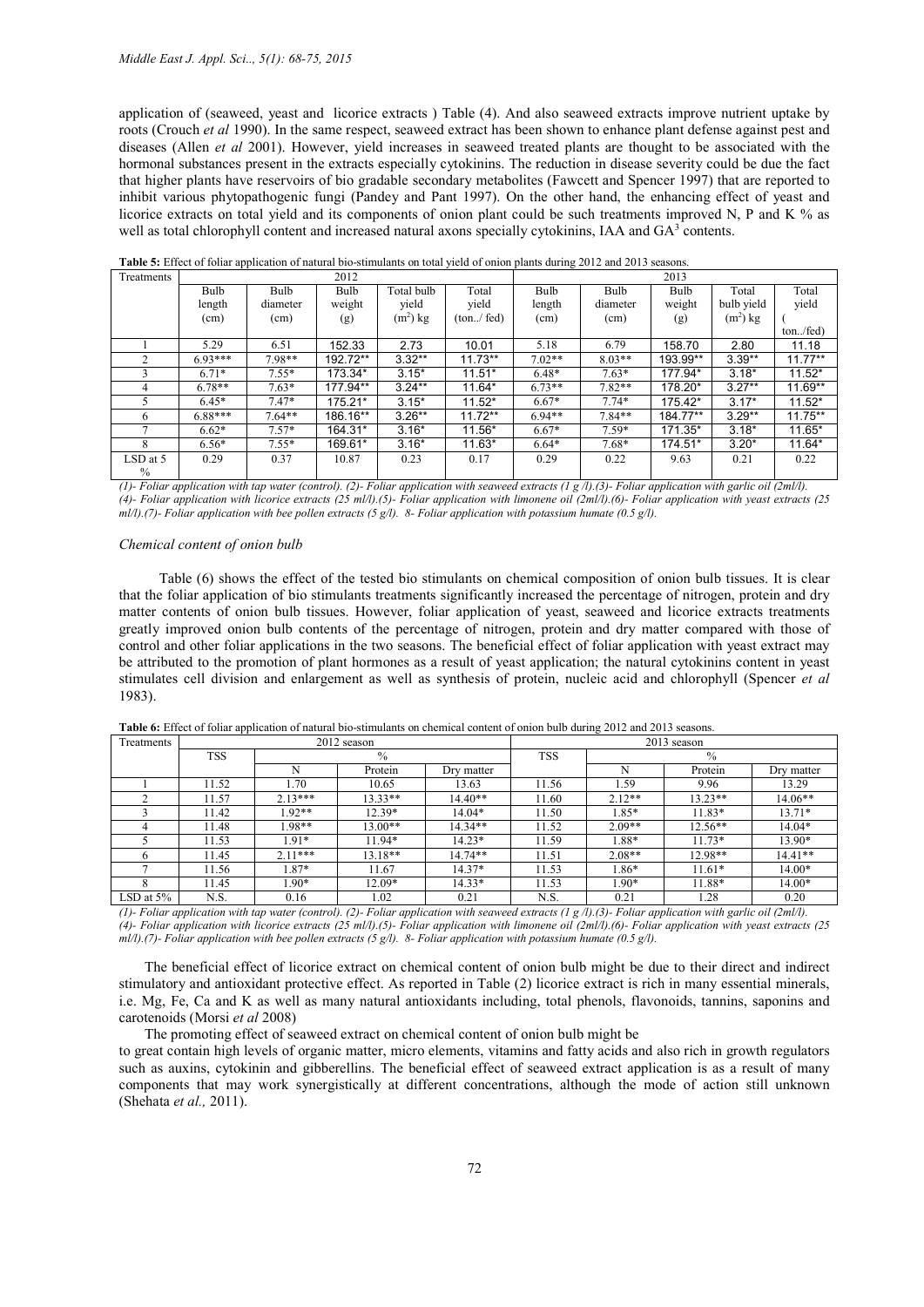application of (seaweed, yeast and licorice extracts ) Table (4). And also seaweed extracts improve nutrient uptake by roots (Crouch *et al* 1990). In the same respect, seaweed extract has been shown to enhance plant defense against pest and diseases (Allen *et al* 2001). However, yield increases in seaweed treated plants are thought to be associated with the hormonal substances present in the extracts especially cytokinins. The reduction in disease severity could be due the fact that higher plants have reservoirs of bio gradable secondary metabolites (Fawcett and Spencer 1997) that are reported to inhibit various phytopathogenic fungi (Pandey and Pant 1997). On the other hand, the enhancing effect of yeast and licorice extracts on total yield and its components of onion plant could be such treatments improved N, P and K % as well as total chlorophyll content and increased natural axons specially cytokinins, IAA and $GA^3$ contents.

**Table 5:** Effect of foliar application of natural bio-stimulants on total yield of onion plants during 2012 and 2013 seasons.

| Treatments | 2012 | | | | | 2013 | | | | |
|---|---|---|---|---|---|---|---|---|---|---|
| | Bulb length (cm) | Bulb diameter (cm) | Bulb weight (g) | Total bulb yield ($m^2$) kg | Total yield (ton../ fed) | Bulb length (cm) | Bulb diameter (cm) | Bulb weight (g) | Total bulb yield ($m^2$) kg | Total yield ( ton../fed) |
| 1 | 5.29 | 6.51 | 152.33 | 2.73 | 10.01 | 5.18 | 6.79 | 158.70 | 2.80 | 11.18 |
| 2 | 6.93*** | 7.98** | 192.72** | 3.32** | 11.73** | 7.02** | 8.03** | 193.99** | 3.39** | 11.77** |
| 3 | 6.71* | 7.55* | 173.34* | 3.15* | 11.51* | 6.48* | 7.63* | 177.94* | 3.18* | 11.52* |
| 4 | 6.78** | 7.63* | 177.94** | 3.24** | 11.64* | 6.73** | 7.82** | 178.20* | 3.27** | 11.69** |
| 5 | 6.45* | 7.47* | 175.21* | 3.15* | 11.52* | 6.67* | 7.74* | 175.42* | 3.17* | 11.52* |
| 6 | 6.88*** | 7.64** | 186.16** | 3.26** | 11.72** | 6.94** | 7.84** | 184.77** | 3.29** | 11.75** |
| 7 | 6.62* | 7.57* | 164.31* | 3.16* | 11.56* | 6.67* | 7.59* | 171.35* | 3.18* | 11.65* |
| 8 | 6.56* | 7.55* | 169.61* | 3.16* | 11.63* | 6.64* | 7.68* | 174.51* | 3.20* | 11.64* |
| LSD at 5 % | 0.29 | 0.37 | 10.87 | 0.23 | 0.17 | 0.29 | 0.22 | 9.63 | 0.21 | 0.22 |

*(1)- Foliar application with tap water (control). (2)- Foliar application with seaweed extracts (1 g /l).(3)- Foliar application with garlic oil (2ml/l). (4)- Foliar application with licorice extracts (25 ml/l).(5)- Foliar application with limonene oil (2ml/l).(6)- Foliar application with yeast extracts (25 ml/l).(7)- Foliar application with bee pollen extracts (5 g/l). 8- Foliar application with potassium humate (0.5 g/l).*

### *Chemical content of onion bulb*

Table (6) shows the effect of the tested bio stimulants on chemical composition of onion bulb tissues. It is clear that the foliar application of bio stimulants treatments significantly increased the percentage of nitrogen, protein and dry matter contents of onion bulb tissues. However, foliar application of yeast, seaweed and licorice extracts treatments greatly improved onion bulb contents of the percentage of nitrogen, protein and dry matter compared with those of control and other foliar applications in the two seasons. The beneficial effect of foliar application with yeast extract may be attributed to the promotion of plant hormones as a result of yeast application; the natural cytokinins content in yeast stimulates cell division and enlargement as well as synthesis of protein, nucleic acid and chlorophyll (Spencer *et al* 1983).

**Table 6:** Effect of foliar application of natural bio-stimulants on chemical content of onion bulb during 2012 and 2013 seasons.

| Treatments | 2012 season | | | | 2013 season | | | |
|---|---|---|---|---|---|---|---|---|
| | TSS | % | | | TSS | % | | |
| | | N | Protein | Dry matter | | N | Protein | Dry matter |
| 1 | 11.52 | 1.70 | 10.65 | 13.63 | 11.56 | 1.59 | 9.96 | 13.29 |
| 2 | 11.57 | 2.13*** | 13.33** | 14.40** | 11.60 | 2.12** | 13.23** | 14.06** |
| 3 | 11.42 | 1.92** | 12.39* | 14.04* | 11.50 | 1.85* | 11.83* | 13.71* |
| 4 | 11.48 | 1.98** | 13.00** | 14.34** | 11.52 | 2.09** | 12.56** | 14.04* |
| 5 | 11.53 | 1.91* | 11.94* | 14.23* | 11.59 | 1.88* | 11.73* | 13.90* |
| 6 | 11.45 | 2.11*** | 13.18** | 14.74** | 11.51 | 2.08** | 12.98** | 14.41** |
| 7 | 11.56 | 1.87* | 11.67 | 14.37* | 11.53 | 1.86* | 11.61* | 14.00* |
| 8 | 11.45 | 1.90* | 12.09* | 14.33* | 11.53 | 1.90* | 11.88* | 14.00* |
| LSD at 5% | N.S. | 0.16 | 1.02 | 0.21 | N.S. | 0.21 | 1.28 | 0.20 |

*(1)- Foliar application with tap water (control). (2)- Foliar application with seaweed extracts (1 g /l).(3)- Foliar application with garlic oil (2ml/l). (4)- Foliar application with licorice extracts (25 ml/l).(5)- Foliar application with limonene oil (2ml/l).(6)- Foliar application with yeast extracts (25 ml/l).(7)- Foliar application with bee pollen extracts (5 g/l). 8- Foliar application with potassium humate (0.5 g/l).*

The beneficial effect of licorice extract on chemical content of onion bulb might be due to their direct and indirect stimulatory and antioxidant protective effect. As reported in Table (2) licorice extract is rich in many essential minerals, i.e. Mg, Fe, Ca and K as well as many natural antioxidants including, total phenols, flavonoids, tannins, saponins and carotenoids (Morsi *et al* 2008)

The promoting effect of seaweed extract on chemical content of onion bulb might be

to great contain high levels of organic matter, micro elements, vitamins and fatty acids and also rich in growth regulators such as auxins, cytokinin and gibberellins. The beneficial effect of seaweed extract application is as a result of many components that may work synergistically at different concentrations, although the mode of action still unknown (Shehata *et al.,* 2011).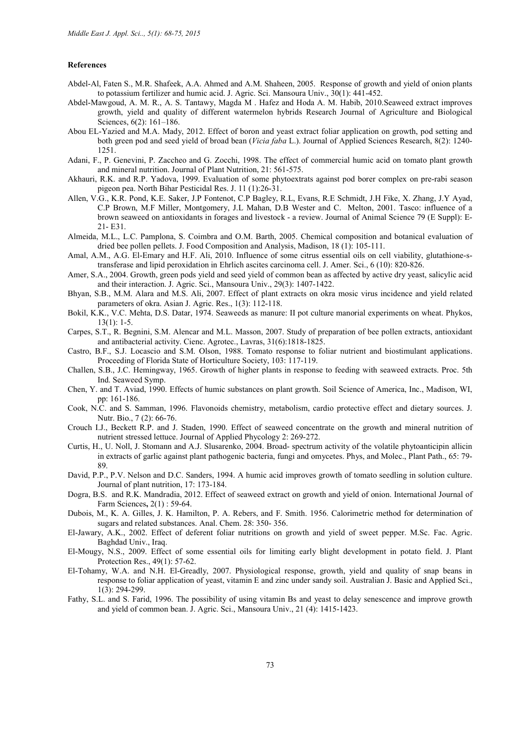## References

Abdel-Al, Faten S., M.R. Shafeek, A.A. Ahmed and A.M. Shaheen, 2005. Response of growth and yield of onion plants to potassium fertilizer and humic acid. J. Agric. Sci. Mansoura Univ., 30(1): 441-452.

Abdel-Mawgoud, A. M. R., A. S. Tantawy, Magda M . Hafez and Hoda A. M. Habib, 2010.Seaweed extract improves growth, yield and quality of different watermelon hybrids Research Journal of Agriculture and Biological Sciences, 6(2): 161–186.

Abou EL-Yazied and M.A. Mady, 2012. Effect of boron and yeast extract foliar application on growth, pod setting and both green pod and seed yield of broad bean (*Vicia faba* L.). Journal of Applied Sciences Research, 8(2): 1240-1251.

Adani, F., P. Genevini, P. Zaccheo and G. Zocchi, 1998. The effect of commercial humic acid on tomato plant growth and mineral nutrition. Journal of Plant Nutrition, 21: 561-575.

Akhauri, R.K. and R.P. Yadova, 1999. Evaluation of some phytoextrats against pod borer complex on pre-rabi season pigeon pea. North Bihar Pesticidal Res. J. 11 (1):26-31.

Allen, V.G., K.R. Pond, K.E. Saker, J.P Fontenot, C.P Bagley, R.L, Evans, R.E Schmidt, J.H Fike, X. Zhang, J.Y Ayad, C.P Brown, M.F Miller, Montgomery, J.L Mahan, D.B Wester and C. Melton, 2001. Tasco: influence of a brown seaweed on antioxidants in forages and livestock - a review. Journal of Animal Science 79 (E Suppl): E-21- E31.

Almeida, M.L., L.C. Pamplona, S. Coimbra and O.M. Barth, 2005. Chemical composition and botanical evaluation of dried bee pollen pellets. J. Food Composition and Analysis, Madison, 18 (1): 105-111.

Amal, A.M., A.G. El-Emary and H.F. Ali, 2010. Influence of some citrus essential oils on cell viability, glutathione-s-transferase and lipid peroxidation in Ehrlich ascites carcinoma cell. J. Amer. Sci., 6 (10): 820-826.

Amer, S.A., 2004. Growth, green pods yield and seed yield of common bean as affected by active dry yeast, salicylic acid and their interaction. J. Agric. Sci., Mansoura Univ., 29(3): 1407-1422.

Bhyan, S.B., M.M. Alara and M.S. Ali, 2007. Effect of plant extracts on okra mosic virus incidence and yield related parameters of okra. Asian J. Agric. Res., 1(3): 112-118.

Bokil, K.K., V.C. Mehta, D.S. Datar, 1974. Seaweeds as manure: II pot culture manorial experiments on wheat. Phykos, 13(1): 1-5.

Carpes, S.T., R. Begnini, S.M. Alencar and M.L. Masson, 2007. Study of preparation of bee pollen extracts, antioxidant and antibacterial activity. Cienc. Agrotec., Lavras, 31(6):1818-1825.

Castro, B.F., S.J. Locascio and S.M. Olson, 1988. Tomato response to foliar nutrient and biostimulant applications. Proceeding of Florida State of Horticulture Society, 103: 117-119.

Challen, S.B., J.C. Hemingway, 1965. Growth of higher plants in response to feeding with seaweed extracts. Proc. 5th Ind. Seaweed Symp.

Chen, Y. and T. Aviad, 1990. Effects of humic substances on plant growth. Soil Science of America, Inc., Madison, WI, pp: 161-186.

Cook, N.C. and S. Samman, 1996. Flavonoids chemistry, metabolism, cardio protective effect and dietary sources. J. Nutr. Bio., 7 (2): 66-76.

Crouch I.J., Beckett R.P. and J. Staden, 1990. Effect of seaweed concentrate on the growth and mineral nutrition of nutrient stressed lettuce. Journal of Applied Phycology 2: 269-272.

Curtis, H., U. Noll, J. Stomann and A.J. Slusarenko, 2004. Broad- spectrum activity of the volatile phytoanticipin allicin in extracts of garlic against plant pathogenic bacteria, fungi and omycetes. Phys, and Molec., Plant Path., 65: 79-89.

David, P.P., P.V. Nelson and D.C. Sanders, 1994. A humic acid improves growth of tomato seedling in solution culture. Journal of plant nutrition, 17: 173-184.

Dogra, B.S. and R.K. Mandradia, 2012. Effect of seaweed extract on growth and yield of onion. International Journal of Farm Sciences**,** 2(1) : 59-64.

Dubois, M., K. A. Gilles, J. K. Hamilton, P. A. Rebers, and F. Smith. 1956. Calorimetric method for determination of sugars and related substances. Anal. Chem. 28: 350- 356.

El-Jawary, A.K., 2002. Effect of deferent foliar nutritions on growth and yield of sweet pepper. M.Sc. Fac. Agric. Baghdad Univ., Iraq.

El-Mougy, N.S., 2009. Effect of some essential oils for limiting early blight development in potato field. J. Plant Protection Res., 49(1): 57-62.

El-Tohamy, W.A. and N.H. El-Greadly, 2007. Physiological response, growth, yield and quality of snap beans in response to foliar application of yeast, vitamin E and zinc under sandy soil. Australian J. Basic and Applied Sci., 1(3): 294-299.

Fathy, S.L. and S. Farid, 1996. The possibility of using vitamin Bs and yeast to delay senescence and improve growth and yield of common bean. J. Agric. Sci., Mansoura Univ., 21 (4): 1415-1423.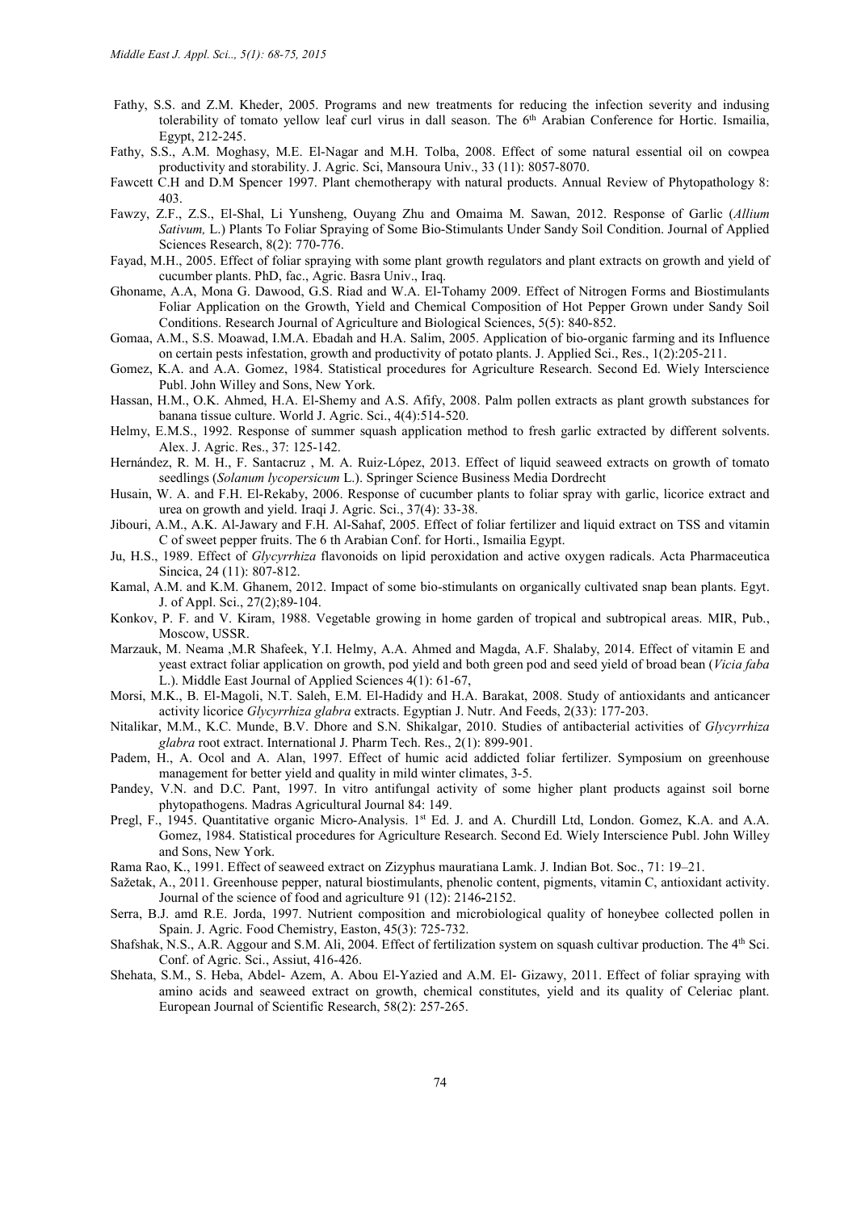Fathy, S.S. and Z.M. Kheder, 2005. Programs and new treatments for reducing the infection severity and indusing tolerability of tomato yellow leaf curl virus in dall season. The 6th Arabian Conference for Hortic. Ismailia, Egypt, 212-245.

Fathy, S.S., A.M. Moghasy, M.E. El-Nagar and M.H. Tolba, 2008. Effect of some natural essential oil on cowpea productivity and storability. J. Agric. Sci, Mansoura Univ., 33 (11): 8057-8070.

Fawcett C.H and D.M Spencer 1997. Plant chemotherapy with natural products. Annual Review of Phytopathology 8: 403.

Fawzy, Z.F., Z.S., El-Shal, Li Yunsheng, Ouyang Zhu and Omaima M. Sawan, 2012. Response of Garlic (*Allium Sativum,* L.) Plants To Foliar Spraying of Some Bio-Stimulants Under Sandy Soil Condition. Journal of Applied Sciences Research, 8(2): 770-776.

Fayad, M.H., 2005. Effect of foliar spraying with some plant growth regulators and plant extracts on growth and yield of cucumber plants. PhD, fac., Agric. Basra Univ., Iraq.

Ghoname, A.A, Mona G. Dawood, G.S. Riad and W.A. El-Tohamy 2009. Effect of Nitrogen Forms and Biostimulants Foliar Application on the Growth, Yield and Chemical Composition of Hot Pepper Grown under Sandy Soil Conditions. Research Journal of Agriculture and Biological Sciences, 5(5): 840-852.

Gomaa, A.M., S.S. Moawad, I.M.A. Ebadah and H.A. Salim, 2005. Application of bio-organic farming and its Influence on certain pests infestation, growth and productivity of potato plants. J. Applied Sci., Res., 1(2):205-211.

Gomez, K.A. and A.A. Gomez, 1984. Statistical procedures for Agriculture Research. Second Ed. Wiely Interscience Publ. John Willey and Sons, New York.

Hassan, H.M., O.K. Ahmed, H.A. El-Shemy and A.S. Afify, 2008. Palm pollen extracts as plant growth substances for banana tissue culture. World J. Agric. Sci., 4(4):514-520.

Helmy, E.M.S., 1992. Response of summer squash application method to fresh garlic extracted by different solvents. Alex. J. Agric. Res., 37: 125-142.

Hernández, R. M. H., F. Santacruz , M. A. Ruiz-López, 2013. Effect of liquid seaweed extracts on growth of tomato seedlings (*Solanum lycopersicum* L.). Springer Science Business Media Dordrecht

Husain, W. A. and F.H. El-Rekaby, 2006. Response of cucumber plants to foliar spray with garlic, licorice extract and urea on growth and yield. Iraqi J. Agric. Sci., 37(4): 33-38.

Jibouri, A.M., A.K. Al-Jawary and F.H. Al-Sahaf, 2005. Effect of foliar fertilizer and liquid extract on TSS and vitamin C of sweet pepper fruits. The 6 th Arabian Conf. for Horti., Ismailia Egypt.

Ju, H.S., 1989. Effect of *Glycyrrhiza* flavonoids on lipid peroxidation and active oxygen radicals. Acta Pharmaceutica Sincica, 24 (11): 807-812.

Kamal, A.M. and K.M. Ghanem, 2012. Impact of some bio-stimulants on organically cultivated snap bean plants. Egyt. J. of Appl. Sci., 27(2);89-104.

Konkov, P. F. and V. Kiram, 1988. Vegetable growing in home garden of tropical and subtropical areas. MIR, Pub., Moscow, USSR.

Marzauk, M. Neama ,M.R Shafeek, Y.I. Helmy, A.A. Ahmed and Magda, A.F. Shalaby, 2014. Effect of vitamin E and yeast extract foliar application on growth, pod yield and both green pod and seed yield of broad bean (*Vicia faba* L.). Middle East Journal of Applied Sciences 4(1): 61-67,

Morsi, M.K., B. El-Magoli, N.T. Saleh, E.M. El-Hadidy and H.A. Barakat, 2008. Study of antioxidants and anticancer activity licorice *Glycyrrhiza glabra* extracts. Egyptian J. Nutr. And Feeds, 2(33): 177-203.

Nitalikar, M.M., K.C. Munde, B.V. Dhore and S.N. Shikalgar, 2010. Studies of antibacterial activities of *Glycyrrhiza glabra* root extract. International J. Pharm Tech. Res., 2(1): 899-901.

Padem, H., A. Ocol and A. Alan, 1997. Effect of humic acid addicted foliar fertilizer. Symposium on greenhouse management for better yield and quality in mild winter climates, 3-5.

Pandey, V.N. and D.C. Pant, 1997. In vitro antifungal activity of some higher plant products against soil borne phytopathogens. Madras Agricultural Journal 84: 149.

Pregl, F., 1945. Quantitative organic Micro-Analysis. 1st Ed. J. and A. Churdill Ltd, London. Gomez, K.A. and A.A. Gomez, 1984. Statistical procedures for Agriculture Research. Second Ed. Wiely Interscience Publ. John Willey and Sons, New York.

Rama Rao, K., 1991. Effect of seaweed extract on Zizyphus mauratiana Lamk. J. Indian Bot. Soc., 71: 19–21.

Sažetak, A., 2011. Greenhouse pepper, natural biostimulants, phenolic content, pigments, vitamin C, antioxidant activity. Journal of the science of food and agriculture 91 (12): 2146-2152.

Serra, B.J. amd R.E. Jorda, 1997. Nutrient composition and microbiological quality of honeybee collected pollen in Spain. J. Agric. Food Chemistry, Easton, 45(3): 725-732.

Shafshak, N.S., A.R. Aggour and S.M. Ali, 2004. Effect of fertilization system on squash cultivar production. The 4th Sci. Conf. of Agric. Sci., Assiut, 416-426.

Shehata, S.M., S. Heba, Abdel- Azem, A. Abou El-Yazied and A.M. El- Gizawy, 2011. Effect of foliar spraying with amino acids and seaweed extract on growth, chemical constitutes, yield and its quality of Celeriac plant. European Journal of Scientific Research, 58(2): 257-265.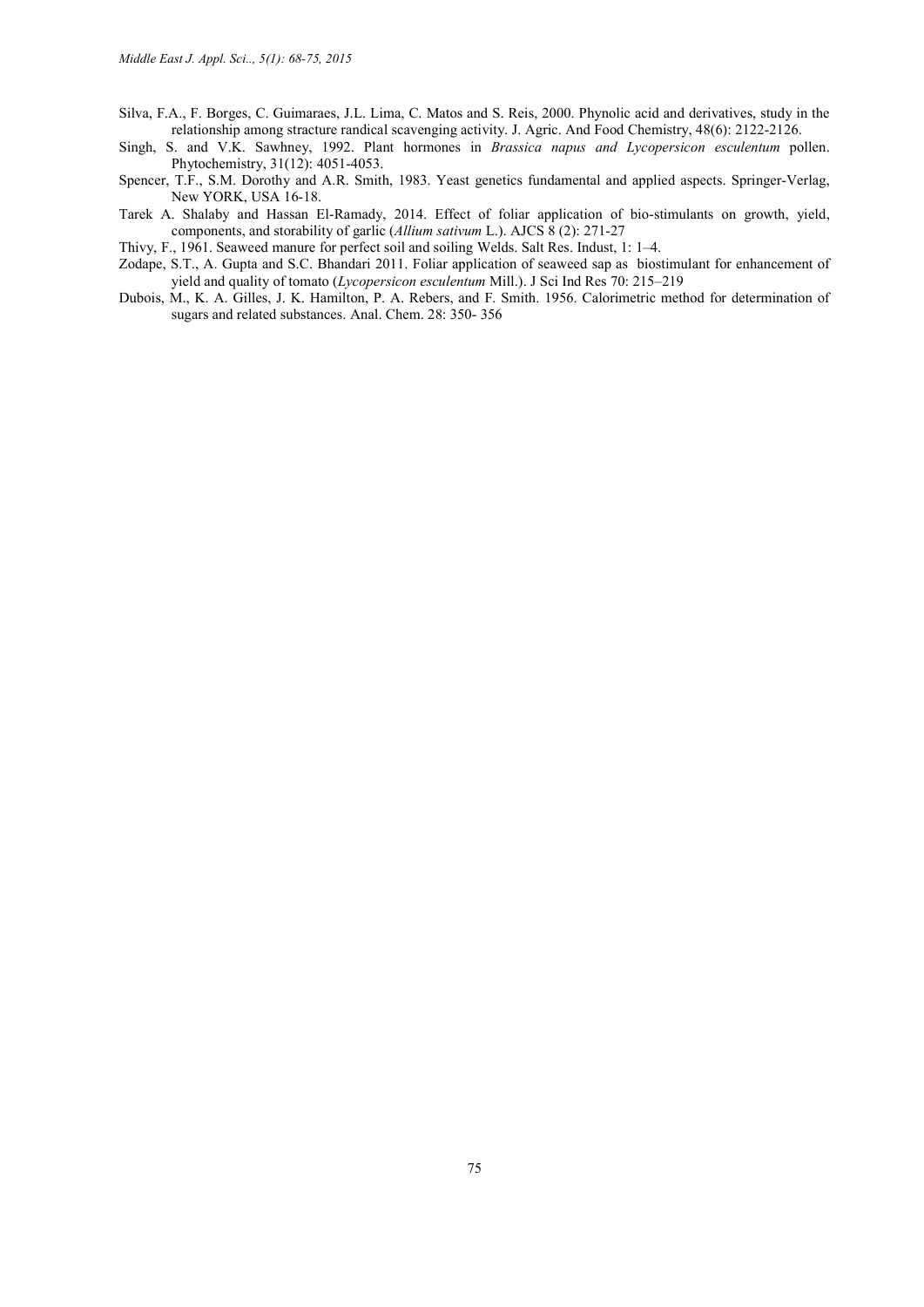Silva, F.A., F. Borges, C. Guimaraes, J.L. Lima, C. Matos and S. Reis, 2000. Phynolic acid and derivatives, study in the relationship among stracture randical scavenging activity. J. Agric. And Food Chemistry, 48(6): 2122-2126.

Singh, S. and V.K. Sawhney, 1992. Plant hormones in *Brassica napus and Lycopersicon esculentum* pollen. Phytochemistry, 31(12): 4051-4053.

Spencer, T.F., S.M. Dorothy and A.R. Smith, 1983. Yeast genetics fundamental and applied aspects. Springer-Verlag, New YORK, USA 16-18.

Tarek A. Shalaby and Hassan El-Ramady, 2014. Effect of foliar application of bio-stimulants on growth, yield, components, and storability of garlic (*Allium sativum* L.). AJCS 8 (2): 271-27

Thivy, F., 1961. Seaweed manure for perfect soil and soiling Welds. Salt Res. Indust, 1: 1–4.

Zodape, S.T., A. Gupta and S.C. Bhandari 2011. Foliar application of seaweed sap as biostimulant for enhancement of yield and quality of tomato (*Lycopersicon esculentum* Mill.). J Sci Ind Res 70: 215–219

Dubois, M., K. A. Gilles, J. K. Hamilton, P. A. Rebers, and F. Smith. 1956. Calorimetric method for determination of sugars and related substances. Anal. Chem. 28: 350- 356